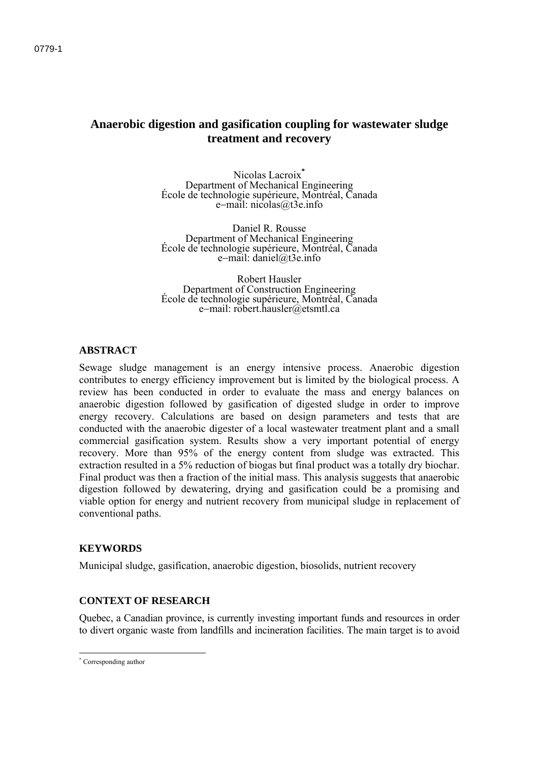# Anaerobic digestion and gasification coupling for wastewater sludge treatment and recovery

Nicolas Lacroix[*]
Department of Mechanical Engineering
École de technologie supérieure, Montréal, Canada
e–mail: nicolas@t3e.info

Daniel R. Rousse
Department of Mechanical Engineering
École de technologie supérieure, Montréal, Canada
e–mail: daniel@t3e.info

Robert Hausler
Department of Construction Engineering
École de technologie supérieure, Montréal, Canada
e–mail: robert.hausler@etsmtl.ca

## ABSTRACT

Sewage sludge management is an energy intensive process. Anaerobic digestion contributes to energy efficiency improvement but is limited by the biological process. A review has been conducted in order to evaluate the mass and energy balances on anaerobic digestion followed by gasification of digested sludge in order to improve energy recovery. Calculations are based on design parameters and tests that are conducted with the anaerobic digester of a local wastewater treatment plant and a small commercial gasification system. Results show a very important potential of energy recovery. More than 95% of the energy content from sludge was extracted. This extraction resulted in a 5% reduction of biogas but final product was a totally dry biochar. Final product was then a fraction of the initial mass. This analysis suggests that anaerobic digestion followed by dewatering, drying and gasification could be a promising and viable option for energy and nutrient recovery from municipal sludge in replacement of conventional paths.

## KEYWORDS

Municipal sludge, gasification, anaerobic digestion, biosolids, nutrient recovery

## CONTEXT OF RESEARCH

Quebec, a Canadian province, is currently investing important funds and resources in order to divert organic waste from landfills and incineration facilities. The main target is to avoid

[*] Corresponding author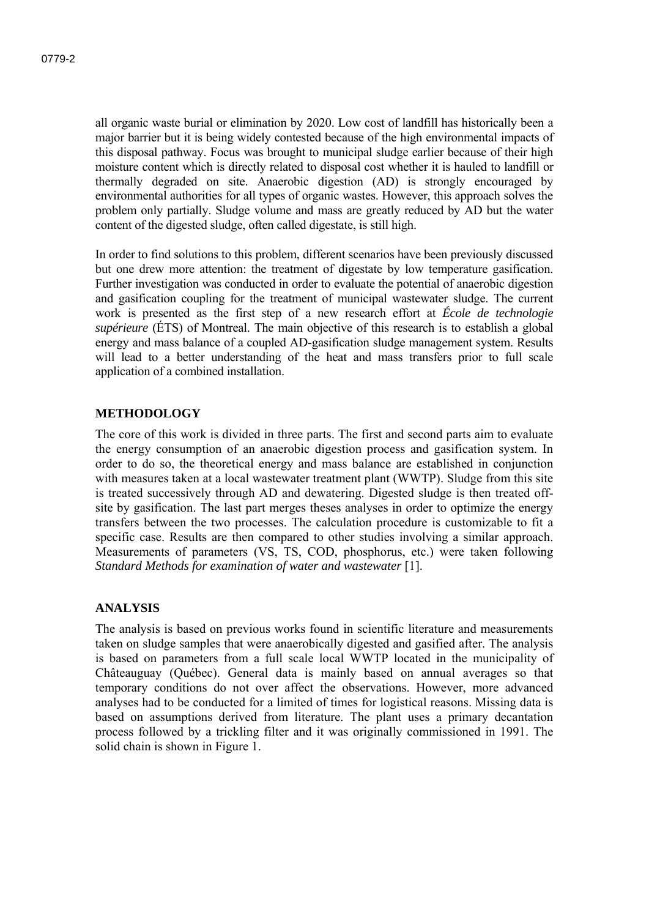all organic waste burial or elimination by 2020. Low cost of landfill has historically been a major barrier but it is being widely contested because of the high environmental impacts of this disposal pathway. Focus was brought to municipal sludge earlier because of their high moisture content which is directly related to disposal cost whether it is hauled to landfill or thermally degraded on site. Anaerobic digestion (AD) is strongly encouraged by environmental authorities for all types of organic wastes. However, this approach solves the problem only partially. Sludge volume and mass are greatly reduced by AD but the water content of the digested sludge, often called digestate, is still high.

In order to find solutions to this problem, different scenarios have been previously discussed but one drew more attention: the treatment of digestate by low temperature gasification. Further investigation was conducted in order to evaluate the potential of anaerobic digestion and gasification coupling for the treatment of municipal wastewater sludge. The current work is presented as the first step of a new research effort at *École de technologie supérieure* (ÉTS) of Montreal. The main objective of this research is to establish a global energy and mass balance of a coupled AD-gasification sludge management system. Results will lead to a better understanding of the heat and mass transfers prior to full scale application of a combined installation.

## METHODOLOGY

The core of this work is divided in three parts. The first and second parts aim to evaluate the energy consumption of an anaerobic digestion process and gasification system. In order to do so, the theoretical energy and mass balance are established in conjunction with measures taken at a local wastewater treatment plant (WWTP). Sludge from this site is treated successively through AD and dewatering. Digested sludge is then treated off-site by gasification. The last part merges theses analyses in order to optimize the energy transfers between the two processes. The calculation procedure is customizable to fit a specific case. Results are then compared to other studies involving a similar approach. Measurements of parameters (VS, TS, COD, phosphorus, etc.) were taken following *Standard Methods for examination of water and wastewater* [1].

## ANALYSIS

The analysis is based on previous works found in scientific literature and measurements taken on sludge samples that were anaerobically digested and gasified after. The analysis is based on parameters from a full scale local WWTP located in the municipality of Châteauguay (Québec). General data is mainly based on annual averages so that temporary conditions do not over affect the observations. However, more advanced analyses had to be conducted for a limited of times for logistical reasons. Missing data is based on assumptions derived from literature. The plant uses a primary decantation process followed by a trickling filter and it was originally commissioned in 1991. The solid chain is shown in Figure 1.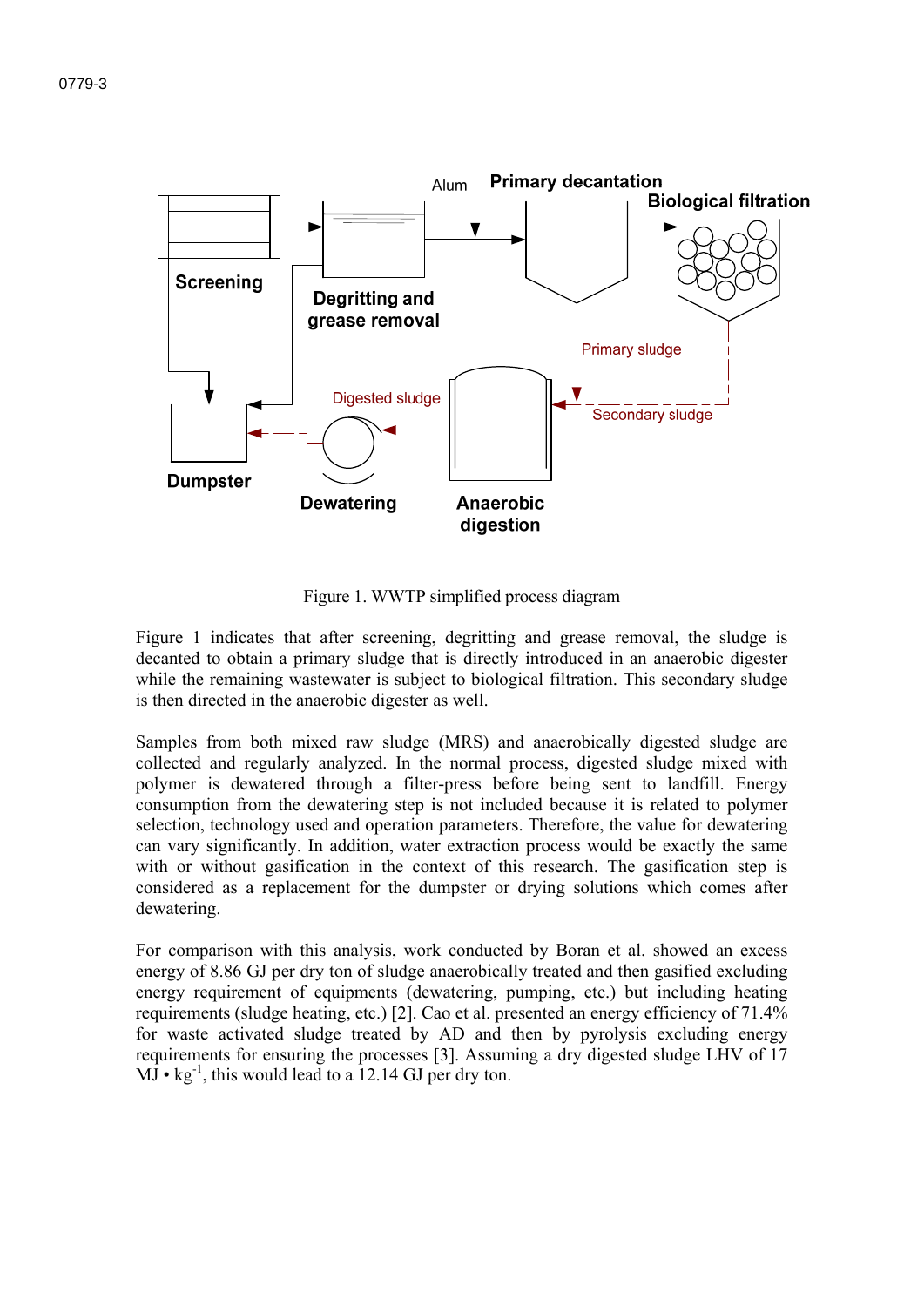Figure 1. WWTP simplified process diagram

Figure 1 indicates that after screening, degritting and grease removal, the sludge is decanted to obtain a primary sludge that is directly introduced in an anaerobic digester while the remaining wastewater is subject to biological filtration. This secondary sludge is then directed in the anaerobic digester as well.

Samples from both mixed raw sludge (MRS) and anaerobically digested sludge are collected and regularly analyzed. In the normal process, digested sludge mixed with polymer is dewatered through a filter-press before being sent to landfill. Energy consumption from the dewatering step is not included because it is related to polymer selection, technology used and operation parameters. Therefore, the value for dewatering can vary significantly. In addition, water extraction process would be exactly the same with or without gasification in the context of this research. The gasification step is considered as a replacement for the dumpster or drying solutions which comes after dewatering.

For comparison with this analysis, work conducted by Boran et al. showed an excess energy of 8.86 GJ per dry ton of sludge anaerobically treated and then gasified excluding energy requirement of equipments (dewatering, pumping, etc.) but including heating requirements (sludge heating, etc.) [2]. Cao et al. presented an energy efficiency of 71.4% for waste activated sludge treated by AD and then by pyrolysis excluding energy requirements for ensuring the processes [3]. Assuming a dry digested sludge LHV of 17 $MJ \cdot kg^{-1}$, this would lead to a 12.14 GJ per dry ton.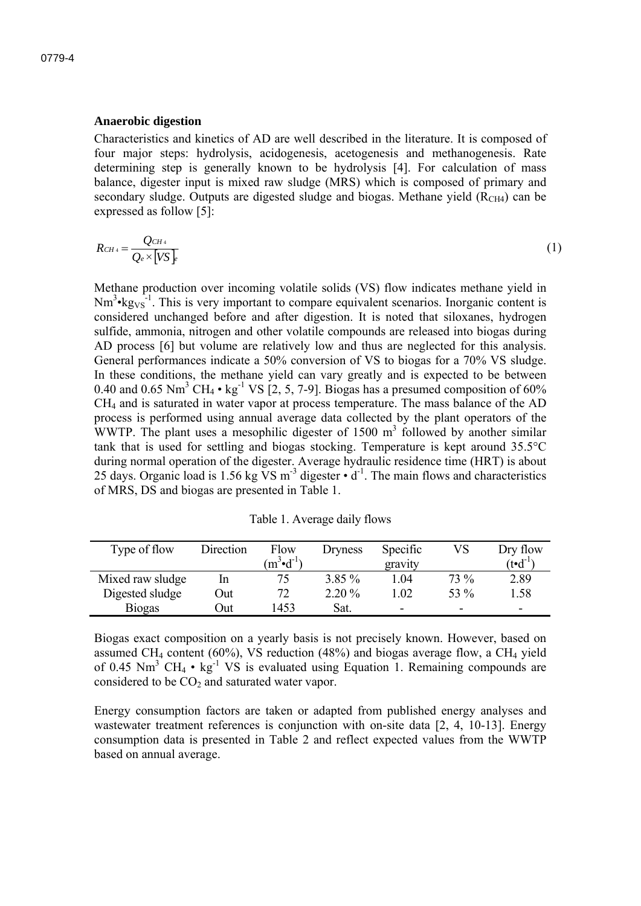**Anaerobic digestion**

Characteristics and kinetics of AD are well described in the literature. It is composed of four major steps: hydrolysis, acidogenesis, acetogenesis and methanogenesis. Rate determining step is generally known to be hydrolysis [4]. For calculation of mass balance, digester input is mixed raw sludge (MRS) which is composed of primary and secondary sludge. Outputs are digested sludge and biogas. Methane yield ($R_{CH4}$) can be expressed as follow [5]:

$$R_{CH4} = \frac{Q_{CH4}}{Q_e \times [VS]_e} \tag{1}$$

Methane production over incoming volatile solids (VS) flow indicates methane yield in $Nm^3 \cdot kg_{VS}^{-1}$. This is very important to compare equivalent scenarios. Inorganic content is considered unchanged before and after digestion. It is noted that siloxanes, hydrogen sulfide, ammonia, nitrogen and other volatile compounds are released into biogas during AD process [6] but volume are relatively low and thus are neglected for this analysis. General performances indicate a 50% conversion of VS to biogas for a 70% VS sludge. In these conditions, the methane yield can vary greatly and is expected to be between 0.40 and 0.65 $Nm^3$ $CH_4 \cdot kg^{-1}$ VS [2, 5, 7-9]. Biogas has a presumed composition of 60% $CH_4$ and is saturated in water vapor at process temperature. The mass balance of the AD process is performed using annual average data collected by the plant operators of the WWTP. The plant uses a mesophilic digester of 1500 $m^3$ followed by another similar tank that is used for settling and biogas stocking. Temperature is kept around 35.5°C during normal operation of the digester. Average hydraulic residence time (HRT) is about 25 days. Organic load is 1.56 kg VS $m^{-3}$ digester $\cdot$ $d^{-1}$. The main flows and characteristics of MRS, DS and biogas are presented in Table 1.

Table 1. Average daily flows

| Type of flow | Direction | Flow ($m^3 \cdot d^{-1}$) | Dryness | Specific gravity | VS | Dry flow ($t \cdot d^{-1}$) |
|---|---|---|---|---|---|---|
| Mixed raw sludge | In | 75 | 3.85 % | 1.04 | 73 % | 2.89 |
| Digested sludge | Out | 72 | 2.20 % | 1.02 | 53 % | 1.58 |
| Biogas | Out | 1453 | Sat. | - | - | - |

Biogas exact composition on a yearly basis is not precisely known. However, based on assumed $CH_4$ content (60%), VS reduction (48%) and biogas average flow, a $CH_4$ yield of 0.45 $Nm^3$ $CH_4 \cdot kg^{-1}$ VS is evaluated using Equation 1. Remaining compounds are considered to be $CO_2$ and saturated water vapor.

Energy consumption factors are taken or adapted from published energy analyses and wastewater treatment references is conjunction with on-site data [2, 4, 10-13]. Energy consumption data is presented in Table 2 and reflect expected values from the WWTP based on annual average.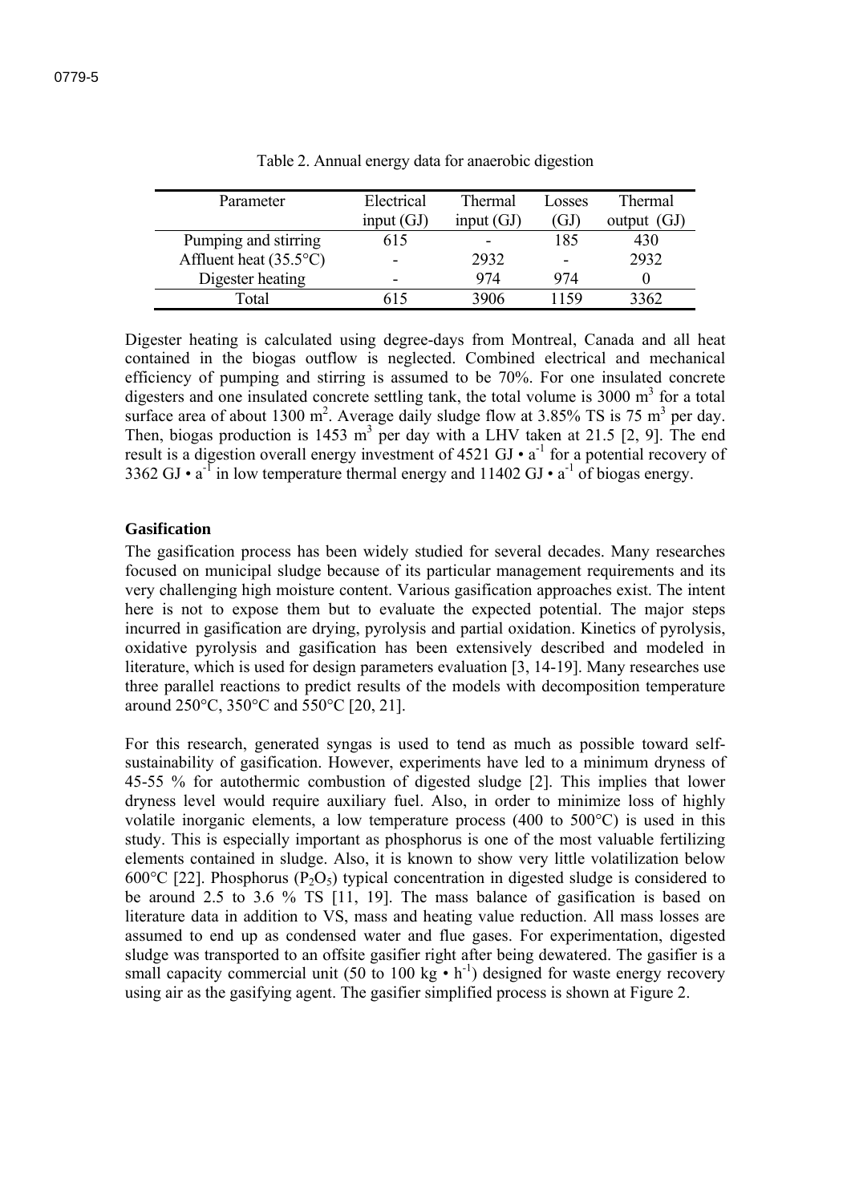Table 2. Annual energy data for anaerobic digestion

| Parameter | Electrical input (GJ) | Thermal input (GJ) | Losses (GJ) | Thermal output (GJ) |
|---|---|---|---|---|
| Pumping and stirring | 615 | - | 185 | 430 |
| Affluent heat (35.5°C) | - | 2932 | - | 2932 |
| Digester heating | - | 974 | 974 | 0 |
| Total | 615 | 3906 | 1159 | 3362 |

Digester heating is calculated using degree-days from Montreal, Canada and all heat contained in the biogas outflow is neglected. Combined electrical and mechanical efficiency of pumping and stirring is assumed to be 70%. For one insulated concrete digesters and one insulated concrete settling tank, the total volume is 3000 $m^3$ for a total surface area of about 1300 $m^2$. Average daily sludge flow at 3.85% TS is 75 $m^3$ per day. Then, biogas production is 1453 $m^3$ per day with a LHV taken at 21.5 [2, 9]. The end result is a digestion overall energy investment of 4521 GJ • $a^{-1}$ for a potential recovery of 3362 GJ • $a^{-1}$ in low temperature thermal energy and 11402 GJ • $a^{-1}$ of biogas energy.

**Gasification**

The gasification process has been widely studied for several decades. Many researches focused on municipal sludge because of its particular management requirements and its very challenging high moisture content. Various gasification approaches exist. The intent here is not to expose them but to evaluate the expected potential. The major steps incurred in gasification are drying, pyrolysis and partial oxidation. Kinetics of pyrolysis, oxidative pyrolysis and gasification has been extensively described and modeled in literature, which is used for design parameters evaluation [3, 14-19]. Many researches use three parallel reactions to predict results of the models with decomposition temperature around 250°C, 350°C and 550°C [20, 21].

For this research, generated syngas is used to tend as much as possible toward self-sustainability of gasification. However, experiments have led to a minimum dryness of 45-55 % for autothermic combustion of digested sludge [2]. This implies that lower dryness level would require auxiliary fuel. Also, in order to minimize loss of highly volatile inorganic elements, a low temperature process (400 to 500°C) is used in this study. This is especially important as phosphorus is one of the most valuable fertilizing elements contained in sludge. Also, it is known to show very little volatilization below 600°C [22]. Phosphorus ($P_2O_5$) typical concentration in digested sludge is considered to be around 2.5 to 3.6 % TS [11, 19]. The mass balance of gasification is based on literature data in addition to VS, mass and heating value reduction. All mass losses are assumed to end up as condensed water and flue gases. For experimentation, digested sludge was transported to an offsite gasifier right after being dewatered. The gasifier is a small capacity commercial unit (50 to 100 kg • $h^{-1}$) designed for waste energy recovery using air as the gasifying agent. The gasifier simplified process is shown at Figure 2.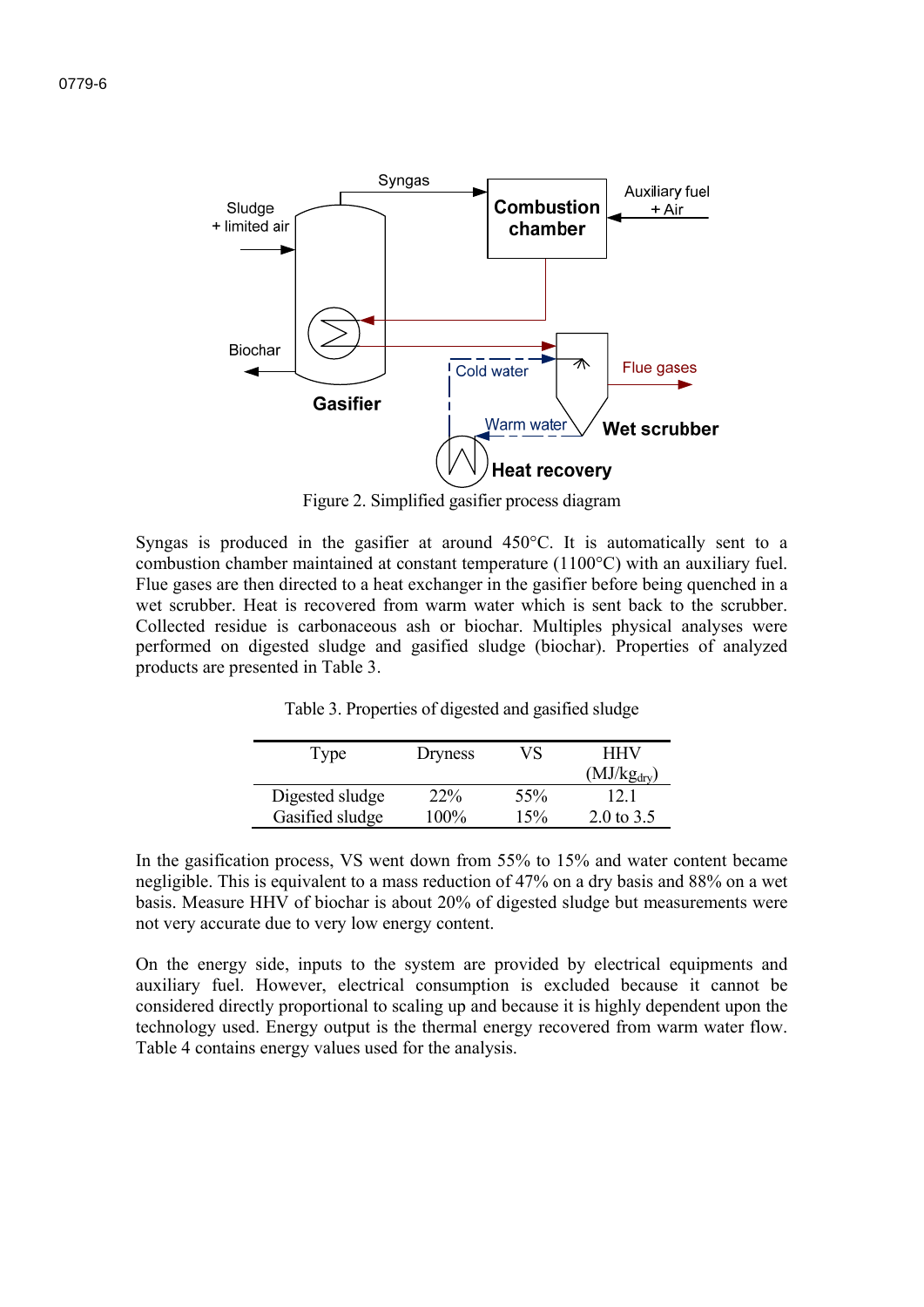Figure 2. Simplified gasifier process diagram

Syngas is produced in the gasifier at around 450°C. It is automatically sent to a combustion chamber maintained at constant temperature (1100°C) with an auxiliary fuel. Flue gases are then directed to a heat exchanger in the gasifier before being quenched in a wet scrubber. Heat is recovered from warm water which is sent back to the scrubber. Collected residue is carbonaceous ash or biochar. Multiples physical analyses were performed on digested sludge and gasified sludge (biochar). Properties of analyzed products are presented in Table 3.

Table 3. Properties of digested and gasified sludge

| Type | Dryness | VS | HHV ($MJ/kg_{dry}$) |
|---|---|---|---|
| Digested sludge | 22% | 55% | 12.1 |
| Gasified sludge | 100% | 15% | 2.0 to 3.5 |

In the gasification process, VS went down from 55% to 15% and water content became negligible. This is equivalent to a mass reduction of 47% on a dry basis and 88% on a wet basis. Measure HHV of biochar is about 20% of digested sludge but measurements were not very accurate due to very low energy content.

On the energy side, inputs to the system are provided by electrical equipments and auxiliary fuel. However, electrical consumption is excluded because it cannot be considered directly proportional to scaling up and because it is highly dependent upon the technology used. Energy output is the thermal energy recovered from warm water flow. Table 4 contains energy values used for the analysis.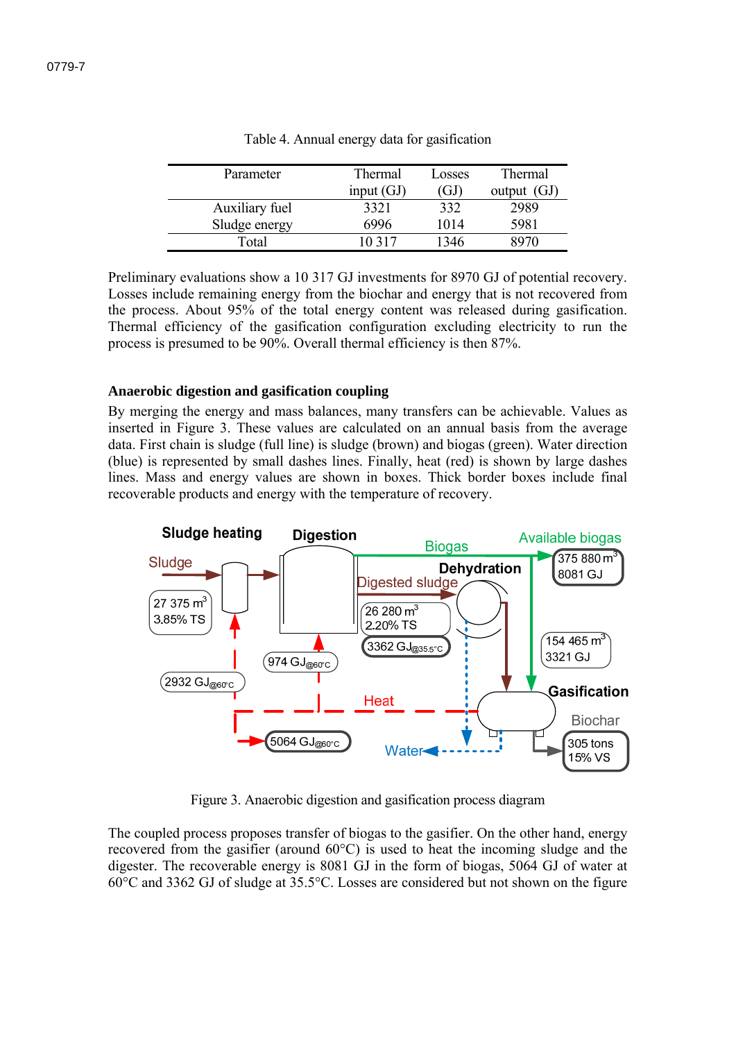Table 4. Annual energy data for gasification

| Parameter | Thermal input (GJ) | Losses (GJ) | Thermal output (GJ) |
|---|---|---|---|
| Auxiliary fuel | 3321 | 332 | 2989 |
| Sludge energy | 6996 | 1014 | 5981 |
| Total | 10 317 | 1346 | 8970 |

Preliminary evaluations show a 10 317 GJ investments for 8970 GJ of potential recovery. Losses include remaining energy from the biochar and energy that is not recovered from the process. About 95% of the total energy content was released during gasification. Thermal efficiency of the gasification configuration excluding electricity to run the process is presumed to be 90%. Overall thermal efficiency is then 87%.

### Anaerobic digestion and gasification coupling

By merging the energy and mass balances, many transfers can be achievable. Values as inserted in Figure 3. These values are calculated on an annual basis from the average data. First chain is sludge (full line) is sludge (brown) and biogas (green). Water direction (blue) is represented by small dashes lines. Finally, heat (red) is shown by large dashes lines. Mass and energy values are shown in boxes. Thick border boxes include final recoverable products and energy with the temperature of recovery.

Figure 3. Anaerobic digestion and gasification process diagram

The coupled process proposes transfer of biogas to the gasifier. On the other hand, energy recovered from the gasifier (around 60°C) is used to heat the incoming sludge and the digester. The recoverable energy is 8081 GJ in the form of biogas, 5064 GJ of water at 60°C and 3362 GJ of sludge at 35.5°C. Losses are considered but not shown on the figure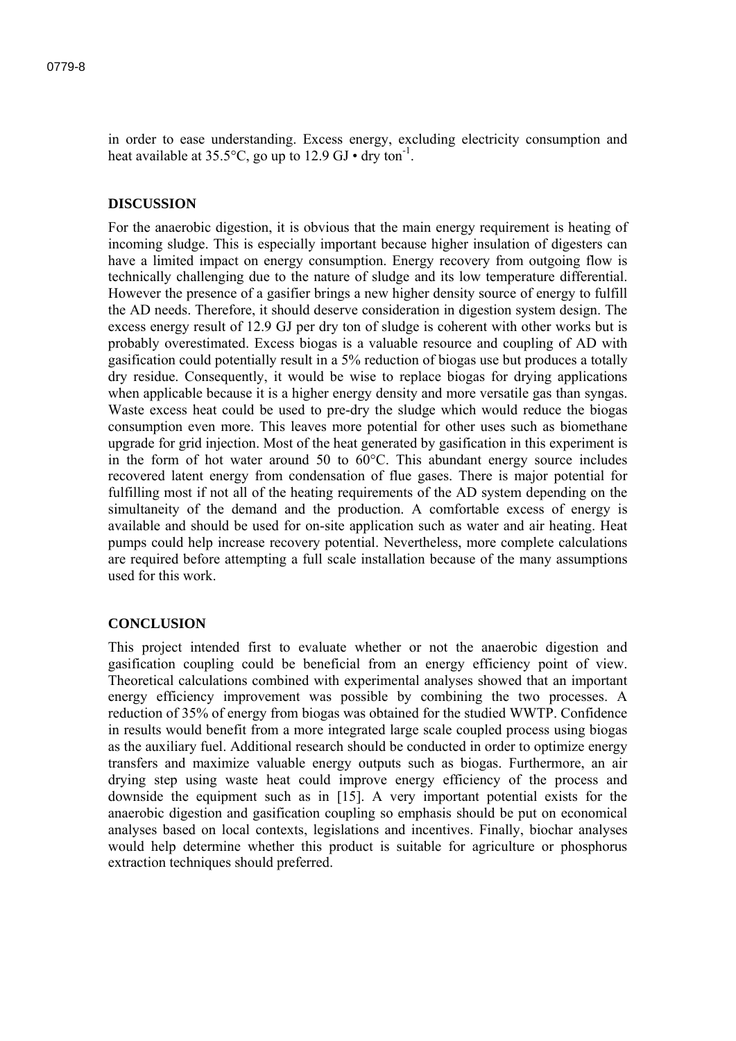in order to ease understanding. Excess energy, excluding electricity consumption and heat available at 35.5°C, go up to 12.9 GJ • dry ton$^{-1}$.

## DISCUSSION

For the anaerobic digestion, it is obvious that the main energy requirement is heating of incoming sludge. This is especially important because higher insulation of digesters can have a limited impact on energy consumption. Energy recovery from outgoing flow is technically challenging due to the nature of sludge and its low temperature differential. However the presence of a gasifier brings a new higher density source of energy to fulfill the AD needs. Therefore, it should deserve consideration in digestion system design. The excess energy result of 12.9 GJ per dry ton of sludge is coherent with other works but is probably overestimated. Excess biogas is a valuable resource and coupling of AD with gasification could potentially result in a 5% reduction of biogas use but produces a totally dry residue. Consequently, it would be wise to replace biogas for drying applications when applicable because it is a higher energy density and more versatile gas than syngas. Waste excess heat could be used to pre-dry the sludge which would reduce the biogas consumption even more. This leaves more potential for other uses such as biomethane upgrade for grid injection. Most of the heat generated by gasification in this experiment is in the form of hot water around 50 to 60°C. This abundant energy source includes recovered latent energy from condensation of flue gases. There is major potential for fulfilling most if not all of the heating requirements of the AD system depending on the simultaneity of the demand and the production. A comfortable excess of energy is available and should be used for on-site application such as water and air heating. Heat pumps could help increase recovery potential. Nevertheless, more complete calculations are required before attempting a full scale installation because of the many assumptions used for this work.

## CONCLUSION

This project intended first to evaluate whether or not the anaerobic digestion and gasification coupling could be beneficial from an energy efficiency point of view. Theoretical calculations combined with experimental analyses showed that an important energy efficiency improvement was possible by combining the two processes. A reduction of 35% of energy from biogas was obtained for the studied WWTP. Confidence in results would benefit from a more integrated large scale coupled process using biogas as the auxiliary fuel. Additional research should be conducted in order to optimize energy transfers and maximize valuable energy outputs such as biogas. Furthermore, an air drying step using waste heat could improve energy efficiency of the process and downside the equipment such as in [15]. A very important potential exists for the anaerobic digestion and gasification coupling so emphasis should be put on economical analyses based on local contexts, legislations and incentives. Finally, biochar analyses would help determine whether this product is suitable for agriculture or phosphorus extraction techniques should preferred.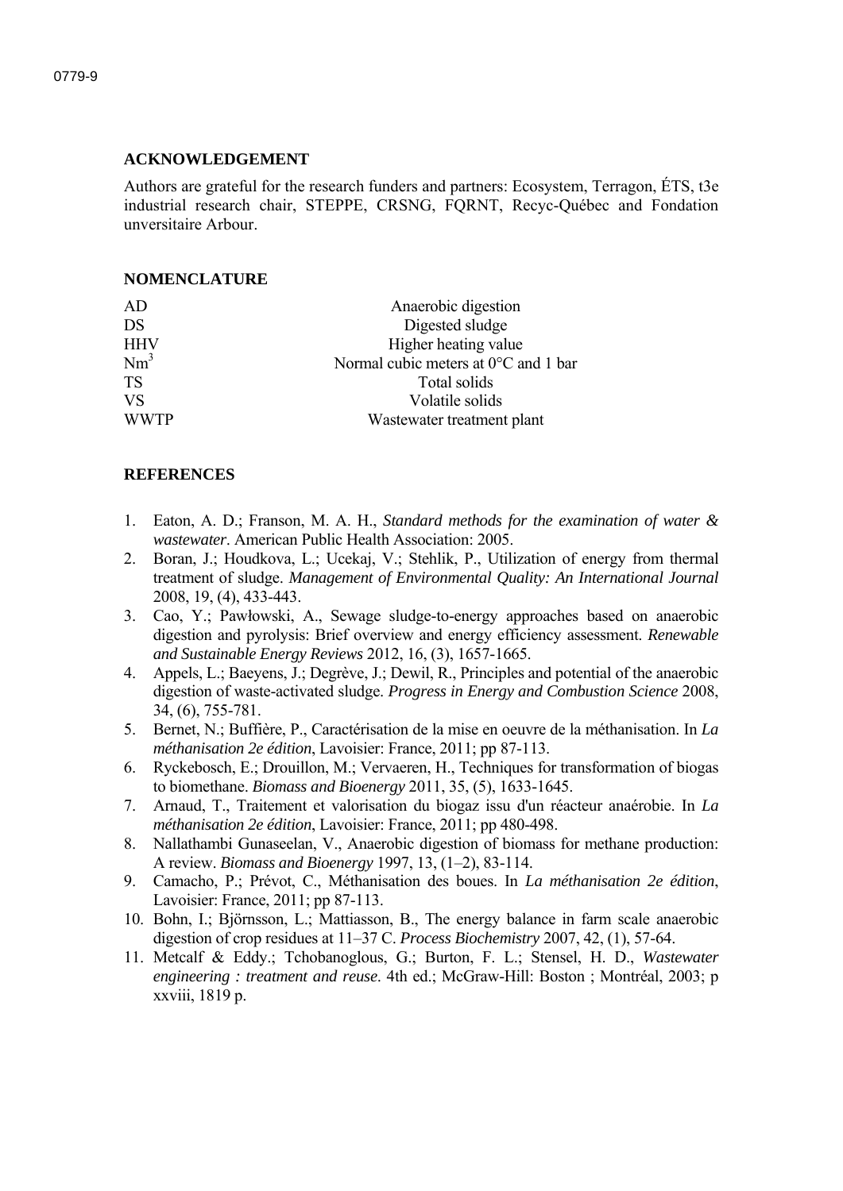## ACKNOWLEDGEMENT

Authors are grateful for the research funders and partners: Ecosystem, Terragon, ÉTS, t3e industrial research chair, STEPPE, CRSNG, FQRNT, Recyc-Québec and Fondation unversitaire Arbour.

## NOMENCLATURE

| | |
|---|---|
| AD | Anaerobic digestion |
| DS | Digested sludge |
| HHV | Higher heating value |
| $Nm^3$ | Normal cubic meters at 0°C and 1 bar |
| TS | Total solids |
| VS | Volatile solids |
| WWTP | Wastewater treatment plant |

## REFERENCES

1. Eaton, A. D.; Franson, M. A. H., *Standard methods for the examination of water & wastewater*. American Public Health Association: 2005.
2. Boran, J.; Houdkova, L.; Ucekaj, V.; Stehlik, P., Utilization of energy from thermal treatment of sludge. *Management of Environmental Quality: An International Journal* 2008, 19, (4), 433-443.
3. Cao, Y.; Pawłowski, A., Sewage sludge-to-energy approaches based on anaerobic digestion and pyrolysis: Brief overview and energy efficiency assessment. *Renewable and Sustainable Energy Reviews* 2012, 16, (3), 1657-1665.
4. Appels, L.; Baeyens, J.; Degrève, J.; Dewil, R., Principles and potential of the anaerobic digestion of waste-activated sludge. *Progress in Energy and Combustion Science* 2008, 34, (6), 755-781.
5. Bernet, N.; Buffière, P., Caractérisation de la mise en oeuvre de la méthanisation. In *La méthanisation 2e édition*, Lavoisier: France, 2011; pp 87-113.
6. Ryckebosch, E.; Drouillon, M.; Vervaeren, H., Techniques for transformation of biogas to biomethane. *Biomass and Bioenergy* 2011, 35, (5), 1633-1645.
7. Arnaud, T., Traitement et valorisation du biogaz issu d'un réacteur anaérobie. In *La méthanisation 2e édition*, Lavoisier: France, 2011; pp 480-498.
8. Nallathambi Gunaseelan, V., Anaerobic digestion of biomass for methane production: A review. *Biomass and Bioenergy* 1997, 13, (1–2), 83-114.
9. Camacho, P.; Prévot, C., Méthanisation des boues. In *La méthanisation 2e édition*, Lavoisier: France, 2011; pp 87-113.
10. Bohn, I.; Björnsson, L.; Mattiasson, B., The energy balance in farm scale anaerobic digestion of crop residues at 11–37 C. *Process Biochemistry* 2007, 42, (1), 57-64.
11. Metcalf & Eddy.; Tchobanoglous, G.; Burton, F. L.; Stensel, H. D., *Wastewater engineering : treatment and reuse*. 4th ed.; McGraw-Hill: Boston ; Montréal, 2003; p xxviii, 1819 p.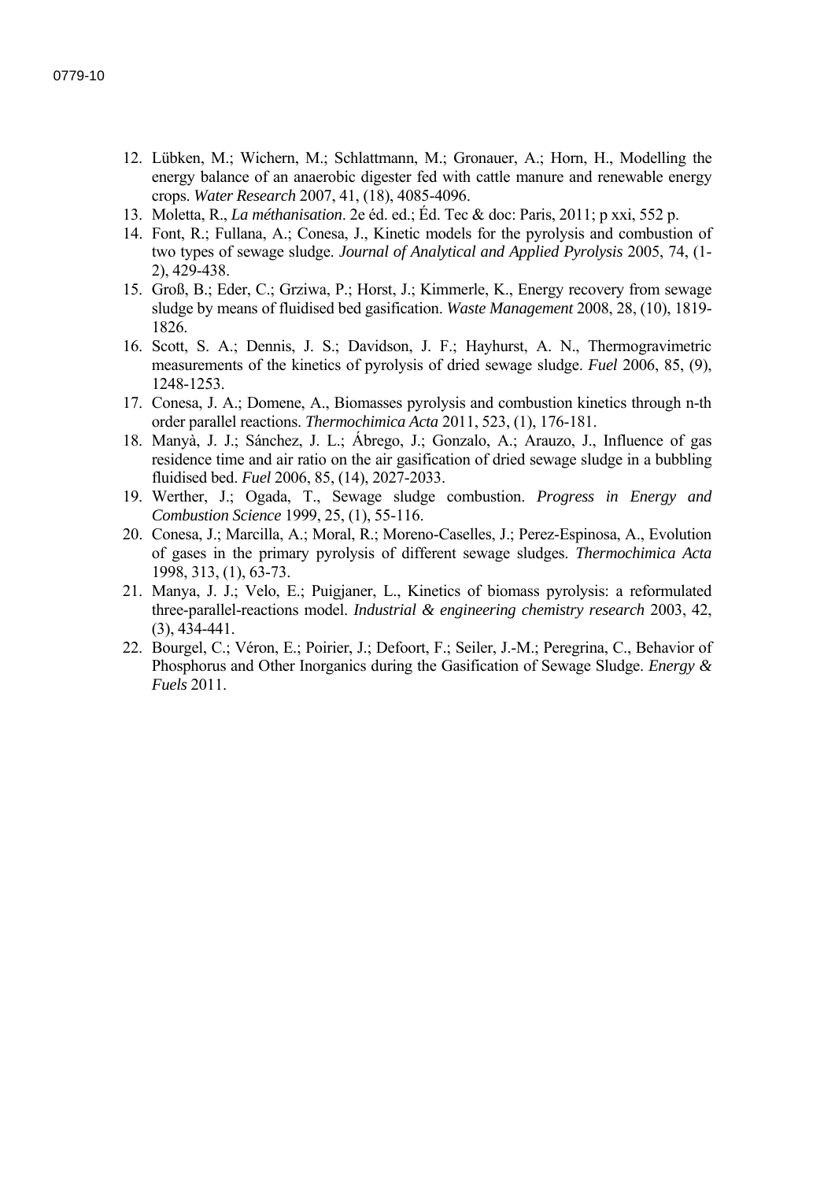12. Lübken, M.; Wichern, M.; Schlattmann, M.; Gronauer, A.; Horn, H., Modelling the energy balance of an anaerobic digester fed with cattle manure and renewable energy crops. *Water Research* 2007, 41, (18), 4085-4096.
13. Moletta, R., *La méthanisation*. 2e éd. ed.; Éd. Tec & doc: Paris, 2011; p xxi, 552 p.
14. Font, R.; Fullana, A.; Conesa, J., Kinetic models for the pyrolysis and combustion of two types of sewage sludge. *Journal of Analytical and Applied Pyrolysis* 2005, 74, (1-2), 429-438.
15. Groß, B.; Eder, C.; Grziwa, P.; Horst, J.; Kimmerle, K., Energy recovery from sewage sludge by means of fluidised bed gasification. *Waste Management* 2008, 28, (10), 1819-1826.
16. Scott, S. A.; Dennis, J. S.; Davidson, J. F.; Hayhurst, A. N., Thermogravimetric measurements of the kinetics of pyrolysis of dried sewage sludge. *Fuel* 2006, 85, (9), 1248-1253.
17. Conesa, J. A.; Domene, A., Biomasses pyrolysis and combustion kinetics through n-th order parallel reactions. *Thermochimica Acta* 2011, 523, (1), 176-181.
18. Manyà, J. J.; Sánchez, J. L.; Ábrego, J.; Gonzalo, A.; Arauzo, J., Influence of gas residence time and air ratio on the air gasification of dried sewage sludge in a bubbling fluidised bed. *Fuel* 2006, 85, (14), 2027-2033.
19. Werther, J.; Ogada, T., Sewage sludge combustion. *Progress in Energy and Combustion Science* 1999, 25, (1), 55-116.
20. Conesa, J.; Marcilla, A.; Moral, R.; Moreno-Caselles, J.; Perez-Espinosa, A., Evolution of gases in the primary pyrolysis of different sewage sludges. *Thermochimica Acta* 1998, 313, (1), 63-73.
21. Manya, J. J.; Velo, E.; Puigjaner, L., Kinetics of biomass pyrolysis: a reformulated three-parallel-reactions model. *Industrial & engineering chemistry research* 2003, 42, (3), 434-441.
22. Bourgel, C.; Véron, E.; Poirier, J.; Defoort, F.; Seiler, J.-M.; Peregrina, C., Behavior of Phosphorus and Other Inorganics during the Gasification of Sewage Sludge. *Energy & Fuels* 2011.